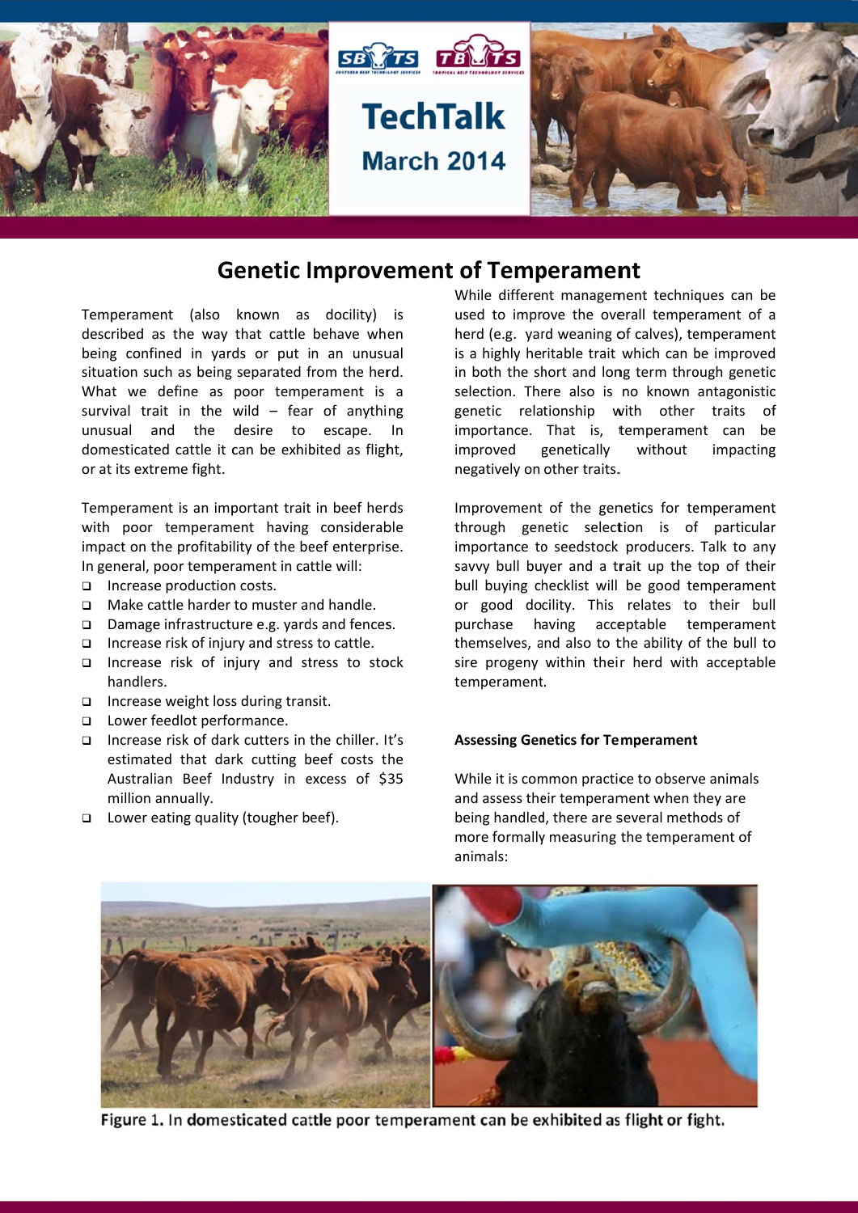# TechTalk March 2014

## Genetic Improvement of Temperament

Temperament (also known as docility) is described as the way that cattle behave when being confined in yards or put in an unusual situation such as being separated from the herd. What we define as poor temperament is a survival trait in the wild – fear of anything unusual and the desire to escape. In domesticated cattle it can be exhibited as flight, or at its extreme fight.

Temperament is an important trait in beef herds with poor temperament having considerable impact on the profitability of the beef enterprise. In general, poor temperament in cattle will:

- Increase production costs.
- Make cattle harder to muster and handle.
- Damage infrastructure e.g. yards and fences.
- Increase risk of injury and stress to cattle.
- Increase risk of injury and stress to stock handlers.
- Increase weight loss during transit.
- Lower feedlot performance.
- Increase risk of dark cutters in the chiller. It's estimated that dark cutting beef costs the Australian Beef Industry in excess of $35 million annually.
- Lower eating quality (tougher beef).

While different management techniques can be used to improve the overall temperament of a herd (e.g. yard weaning of calves), temperament is a highly heritable trait which can be improved in both the short and long term through genetic selection. There also is no known antagonistic genetic relationship with other traits of importance. That is, temperament can be improved genetically without impacting negatively on other traits.

Improvement of the genetics for temperament through genetic selection is of particular importance to seedstock producers. Talk to any savvy bull buyer and a trait up the top of their bull buying checklist will be good temperament or good docility. This relates to their bull purchase having acceptable temperament themselves, and also to the ability of the bull to sire progeny within their herd with acceptable temperament.

### Assessing Genetics for Temperament

While it is common practice to observe animals and assess their temperament when they are being handled, there are several methods of more formally measuring the temperament of animals:

Figure 1. In domesticated cattle poor temperament can be exhibited as flight or fight.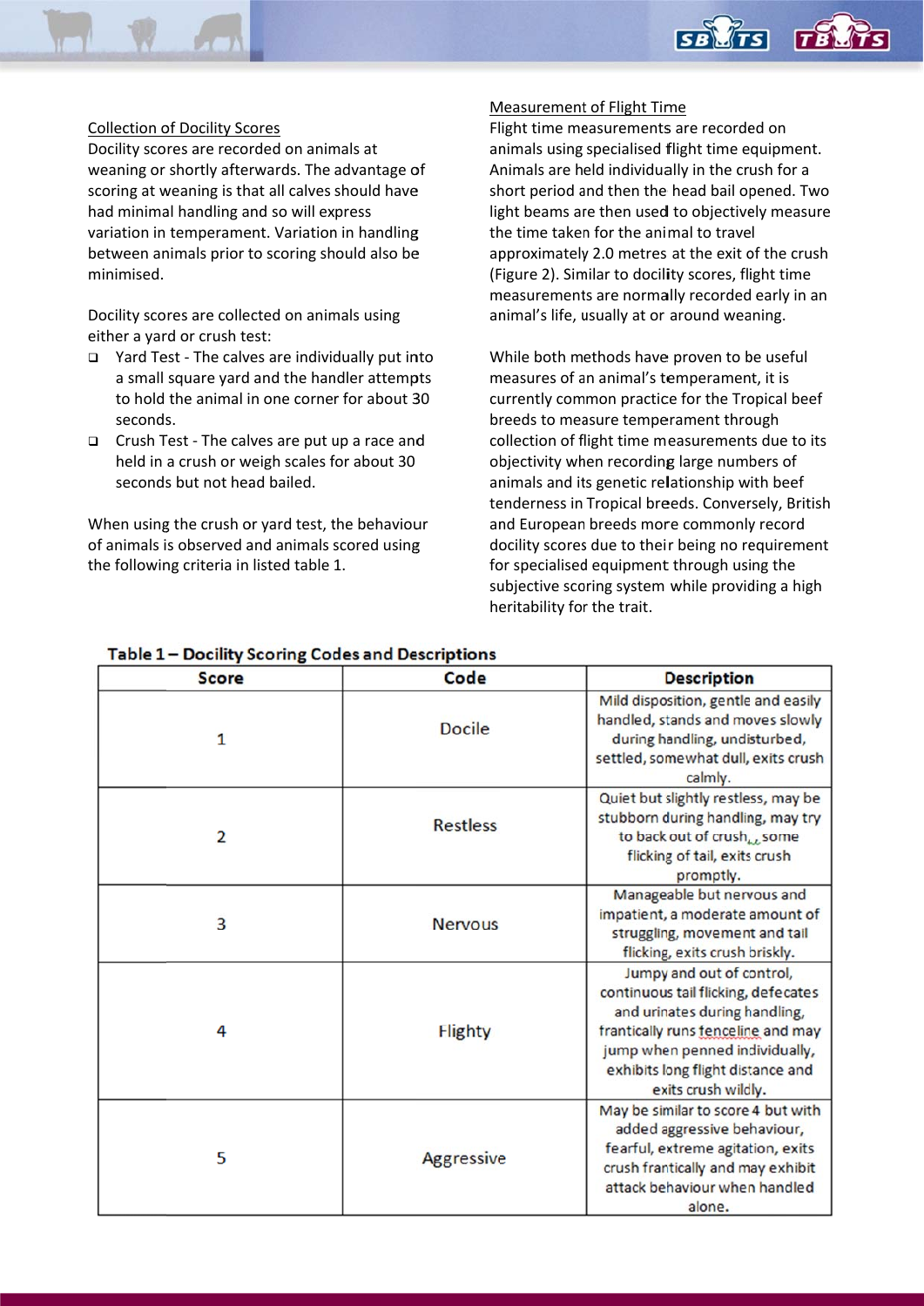## Collection of Docility Scores

Docility scores are recorded on animals at weaning or shortly afterwards. The advantage of scoring at weaning is that all calves should have had minimal handling and so will express variation in temperament. Variation in handling between animals prior to scoring should also be minimised.

Docility scores are collected on animals using either a yard or crush test:

- Yard Test - The calves are individually put into a small square yard and the handler attempts to hold the animal in one corner for about 30 seconds.
- Crush Test - The calves are put up a race and held in a crush or weigh scales for about 30 seconds but not head bailed.

When using the crush or yard test, the behaviour of animals is observed and animals scored using the following criteria in listed table 1.

## Measurement of Flight Time

Flight time measurements are recorded on animals using specialised flight time equipment. Animals are held individually in the crush for a short period and then the head bail opened. Two light beams are then used to objectively measure the time taken for the animal to travel approximately 2.0 metres at the exit of the crush (Figure 2). Similar to docility scores, flight time measurements are normally recorded early in an animal's life, usually at or around weaning.

While both methods have proven to be useful measures of an animal's temperament, it is currently common practice for the Tropical beef breeds to measure temperament through collection of flight time measurements due to its objectivity when recording large numbers of animals and its genetic relationship with beef tenderness in Tropical breeds. Conversely, British and European breeds more commonly record docility scores due to their being no requirement for specialised equipment through using the subjective scoring system while providing a high heritability for the trait.

**Table 1 – Docility Scoring Codes and Descriptions**

| Score | Code | Description |
|---|---|---|
| 1 | Docile | Mild disposition, gentle and easily handled, stands and moves slowly during handling, undisturbed, settled, somewhat dull, exits crush calmly. |
| 2 | Restless | Quiet but slightly restless, may be stubborn during handling, may try to back out of crush, some flicking of tail, exits crush promptly. |
| 3 | Nervous | Manageable but nervous and impatient, a moderate amount of struggling, movement and tail flicking, exits crush briskly. |
| 4 | Flighty | Jumpy and out of control, continuous tail flicking, defecates and urinates during handling, frantically runs fenceline and may jump when penned individually, exhibits long flight distance and exits crush wildly. |
| 5 | Aggressive | May be similar to score 4 but with added aggressive behaviour, fearful, extreme agitation, exits crush frantically and may exhibit attack behaviour when handled alone. |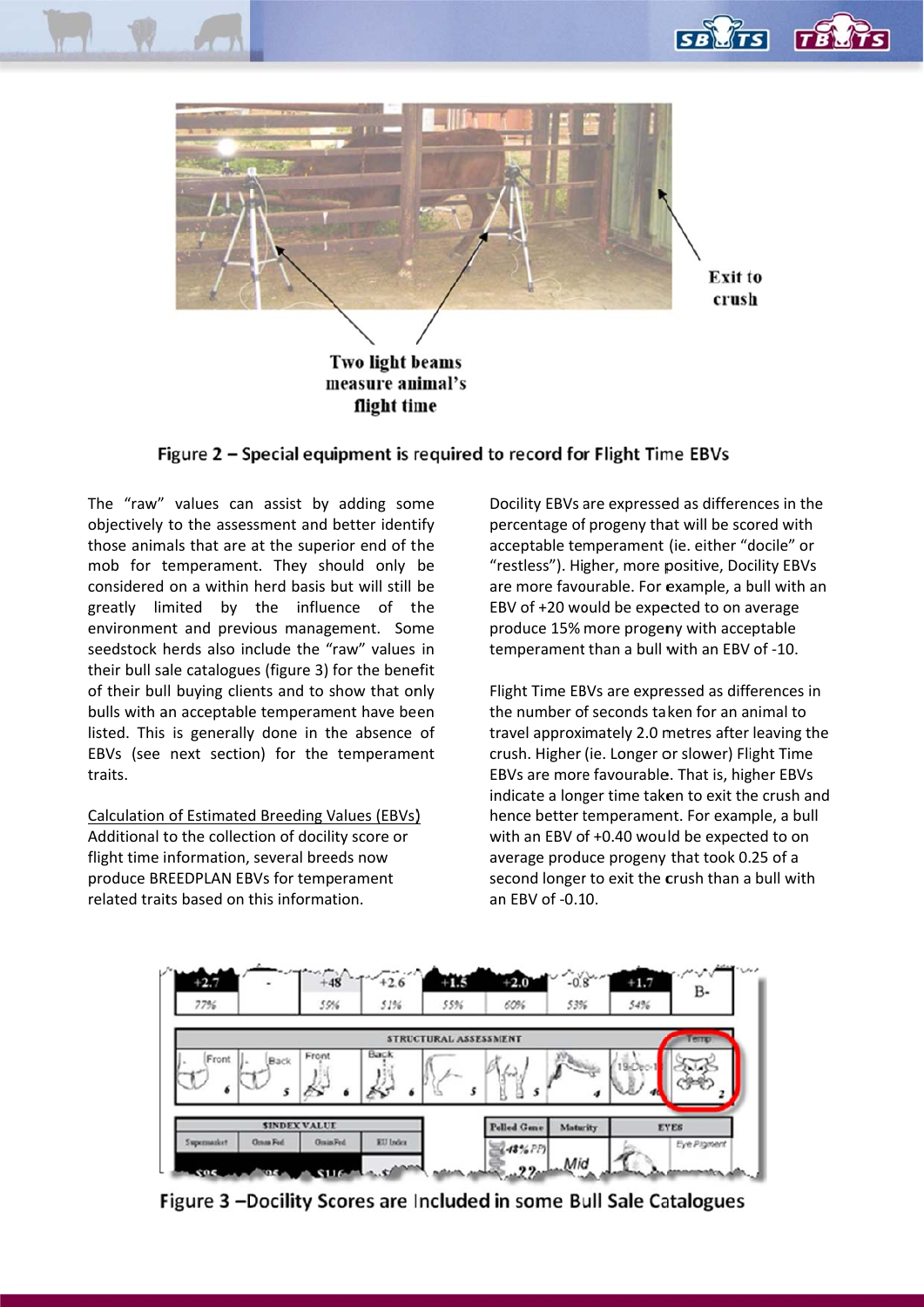Figure 2 – Special equipment is required to record for Flight Time EBVs

The "raw" values can assist by adding some objectively to the assessment and better identify those animals that are at the superior end of the mob for temperament. They should only be considered on a within herd basis but will still be greatly limited by the influence of the environment and previous management. Some seedstock herds also include the "raw" values in their bull sale catalogues (figure 3) for the benefit of their bull buying clients and to show that only bulls with an acceptable temperament have been listed. This is generally done in the absence of EBVs (see next section) for the temperament traits.

## Calculation of Estimated Breeding Values (EBVs)

Additional to the collection of docility score or flight time information, several breeds now produce BREEDPLAN EBVs for temperament related traits based on this information.

Docility EBVs are expressed as differences in the percentage of progeny that will be scored with acceptable temperament (ie. either "docile" or "restless"). Higher, more positive, Docility EBVs are more favourable. For example, a bull with an EBV of +20 would be expected to on average produce 15% more progeny with acceptable temperament than a bull with an EBV of -10.

Flight Time EBVs are expressed as differences in the number of seconds taken for an animal to travel approximately 2.0 metres after leaving the crush. Higher (ie. Longer or slower) Flight Time EBVs are more favourable. That is, higher EBVs indicate a longer time taken to exit the crush and hence better temperament. For example, a bull with an EBV of +0.40 would be expected to on average produce progeny that took 0.25 of a second longer to exit the crush than a bull with an EBV of -0.10.

Figure 3 – Docility Scores are Included in some Bull Sale Catalogues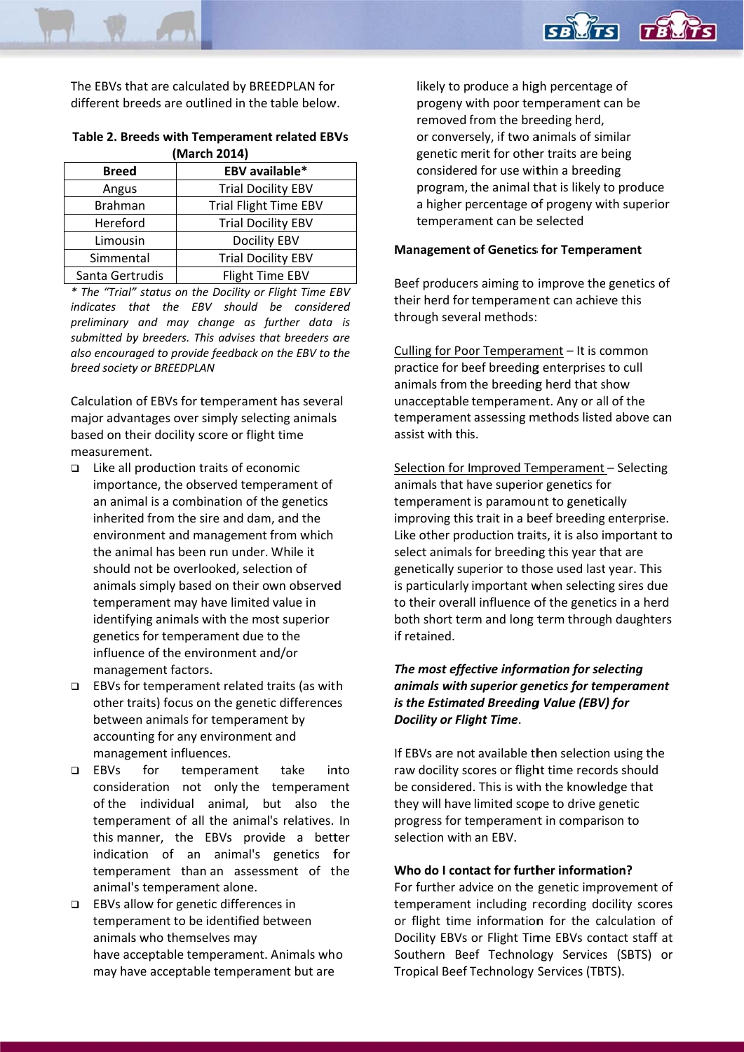The EBVs that are calculated by BREEDPLAN for different breeds are outlined in the table below.

**Table 2. Breeds with Temperament related EBVs (March 2014)**

| Breed | EBV available* |
|---|---|
| Angus | Trial Docility EBV |
| Brahman | Trial Flight Time EBV |
| Hereford | Trial Docility EBV |
| Limousin | Docility EBV |
| Simmental | Trial Docility EBV |
| Santa Gertrudis | Flight Time EBV |

*\* The "Trial" status on the Docility or Flight Time EBV indicates that the EBV should be considered preliminary and may change as further data is submitted by breeders. This advises that breeders are also encouraged to provide feedback on the EBV to the breed society or BREEDPLAN*

Calculation of EBVs for temperament has several major advantages over simply selecting animals based on their docility score or flight time measurement.

- Like all production traits of economic importance, the observed temperament of an animal is a combination of the genetics inherited from the sire and dam, and the environment and management from which the animal has been run under. While it should not be overlooked, selection of animals simply based on their own observed temperament may have limited value in identifying animals with the most superior genetics for temperament due to the influence of the environment and/or management factors.
- EBVs for temperament related traits (as with other traits) focus on the genetic differences between animals for temperament by accounting for any environment and management influences.
- EBVs for temperament take into consideration not only the temperament of the individual animal, but also the temperament of all the animal's relatives. In this manner, the EBVs provide a better indication of an animal's genetics for temperament than an assessment of the animal's temperament alone.
- EBVs allow for genetic differences in temperament to be identified between animals who themselves may have acceptable temperament. Animals who may have acceptable temperament but are likely to produce a high percentage of progeny with poor temperament can be removed from the breeding herd, or conversely, if two animals of similar genetic merit for other traits are being considered for use within a breeding program, the animal that is likely to produce a higher percentage of progeny with superior temperament can be selected

**Management of Genetics for Temperament**

Beef producers aiming to improve the genetics of their herd for temperament can achieve this through several methods:

Culling for Poor Temperament – It is common practice for beef breeding enterprises to cull animals from the breeding herd that show unacceptable temperament. Any or all of the temperament assessing methods listed above can assist with this.

Selection for Improved Temperament – Selecting animals that have superior genetics for temperament is paramount to genetically improving this trait in a beef breeding enterprise. Like other production traits, it is also important to select animals for breeding this year that are genetically superior to those used last year. This is particularly important when selecting sires due to their overall influence of the genetics in a herd both short term and long term through daughters if retained.

***The most effective information for selecting animals with superior genetics for temperament is the Estimated Breeding Value (EBV) for Docility or Flight Time***.

If EBVs are not available then selection using the raw docility scores or flight time records should be considered. This is with the knowledge that they will have limited scope to drive genetic progress for temperament in comparison to selection with an EBV.

**Who do I contact for further information?**

For further advice on the genetic improvement of temperament including recording docility scores or flight time information for the calculation of Docility EBVs or Flight Time EBVs contact staff at Southern Beef Technology Services (SBTS) or Tropical Beef Technology Services (TBTS).